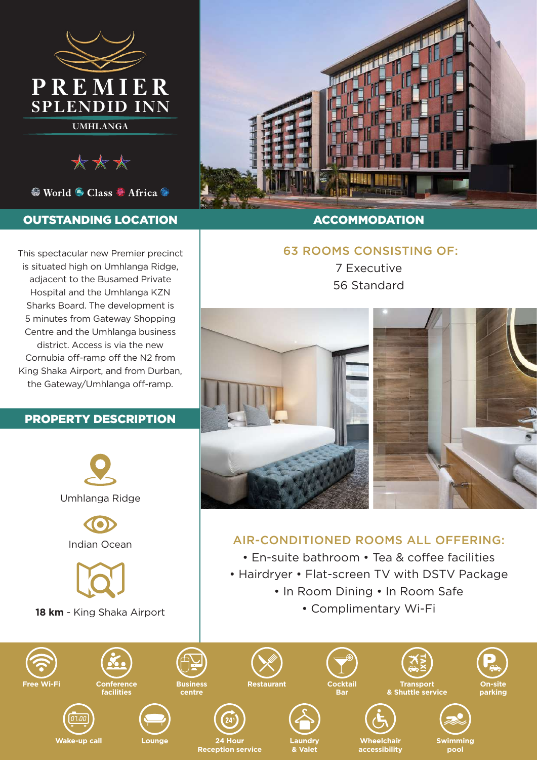# PREMIER SPLENDID INN

UMHLANGA

World Class Africa

## OUTSTANDING LOCATION

This spectacular new Premier precinct is situated high on Umhlanga Ridge, adjacent to the Busamed Private Hospital and the Umhlanga KZN Sharks Board. The development is 5 minutes from Gateway Shopping Centre and the Umhlanga business district. Access is via the new Cornubia off-ramp off the N2 from King Shaka Airport, and from Durban, the Gateway/Umhlanga off-ramp.

## PROPERTY DESCRIPTION

Umhlanga Ridge

Indian Ocean

**18 km** - King Shaka Airport

## ACCOMMODATION

### 63 ROOMS CONSISTING OF:

7 Executive
56 Standard

### AIR-CONDITIONED ROOMS ALL OFFERING:

- En-suite bathroom
- Tea & coffee facilities
- Hairdryer
- Flat-screen TV with DSTV Package
- In Room Dining
- In Room Safe
- Complimentary Wi-Fi

Free Wi-Fi | Conference facilities | Business centre | Restaurant | Cocktail Bar | Transport & Shuttle service | On-site parking | Wake-up call | Lounge | 24 Hour Reception service | Laundry & Valet | Wheelchair accessibility | Swimming pool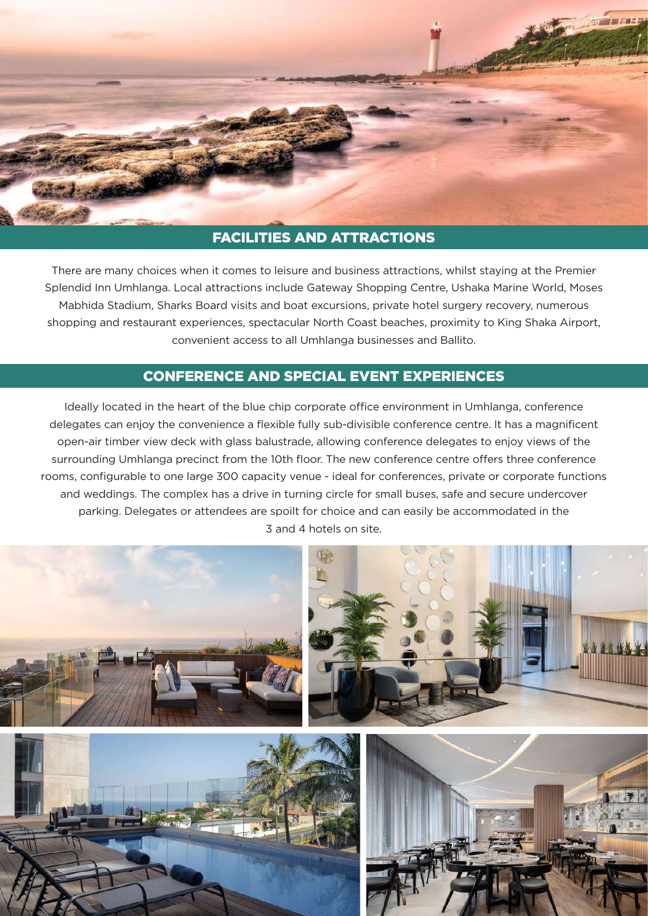## FACILITIES AND ATTRACTIONS

There are many choices when it comes to leisure and business attractions, whilst staying at the Premier Splendid Inn Umhlanga. Local attractions include Gateway Shopping Centre, Ushaka Marine World, Moses Mabhida Stadium, Sharks Board visits and boat excursions, private hotel surgery recovery, numerous shopping and restaurant experiences, spectacular North Coast beaches, proximity to King Shaka Airport, convenient access to all Umhlanga businesses and Ballito.

## CONFERENCE AND SPECIAL EVENT EXPERIENCES

Ideally located in the heart of the blue chip corporate office environment in Umhlanga, conference delegates can enjoy the convenience a flexible fully sub-divisible conference centre. It has a magnificent open-air timber view deck with glass balustrade, allowing conference delegates to enjoy views of the surrounding Umhlanga precinct from the 10th floor. The new conference centre offers three conference rooms, configurable to one large 300 capacity venue - ideal for conferences, private or corporate functions and weddings. The complex has a drive in turning circle for small buses, safe and secure undercover parking. Delegates or attendees are spoilt for choice and can easily be accommodated in the 3 and 4 hotels on site.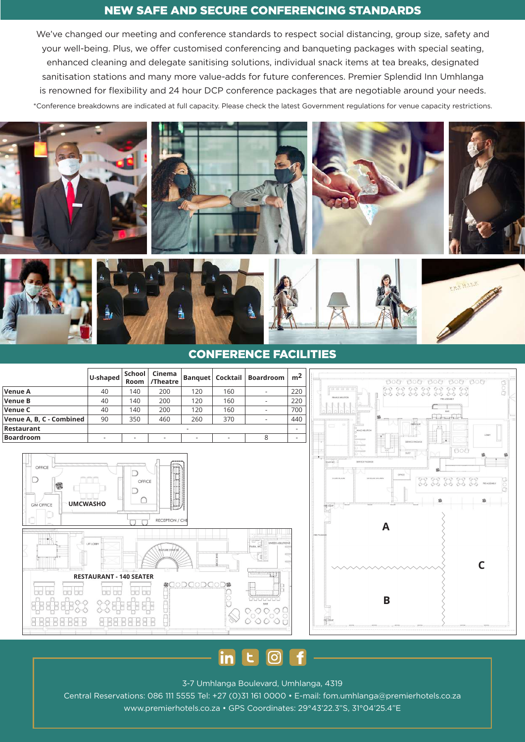## NEW SAFE AND SECURE CONFERENCING STANDARDS

We've changed our meeting and conference standards to respect social distancing, group size, safety and your well-being. Plus, we offer customised conferencing and banqueting packages with special seating, enhanced cleaning and delegate sanitising solutions, individual snack items at tea breaks, designated sanitisation stations and many more value-adds for future conferences. Premier Splendid Inn Umhlanga is renowned for flexibility and 24 hour DCP conference packages that are negotiable around your needs.

*Conference breakdowns are indicated at full capacity. Please check the latest Government regulations for venue capacity restrictions.

## CONFERENCE FACILITIES

| | U-shaped | School Room | Cinema /Theatre | Banquet | Cocktail | Boardroom | $m^2$ |
|---|---|---|---|---|---|---|---|
| **Venue A** | 40 | 140 | 200 | 120 | 160 | - | 220 |
| **Venue B** | 40 | 140 | 200 | 120 | 160 | - | 220 |
| **Venue C** | 40 | 140 | 200 | 120 | 160 | - | 700 |
| **Venue A, B, C - Combined** | 90 | 350 | 460 | 260 | 370 | - | 440 |
| **Restaurant** | | | - | | | | - |
| **Boardroom** | - | - | - | - | - | 8 | - |

UMCWASHO

RESTAURANT - 140 SEATER

A

B

C

3-7 Umhlanga Boulevard, Umhlanga, 4319

Central Reservations: 086 111 5555 Tel: +27 (0)31 161 0000 • E-mail: fom.umhlanga@premierhotels.co.za

www.premierhotels.co.za • GPS Coordinates: 29°43'22.3"S, 31°04'25.4"E